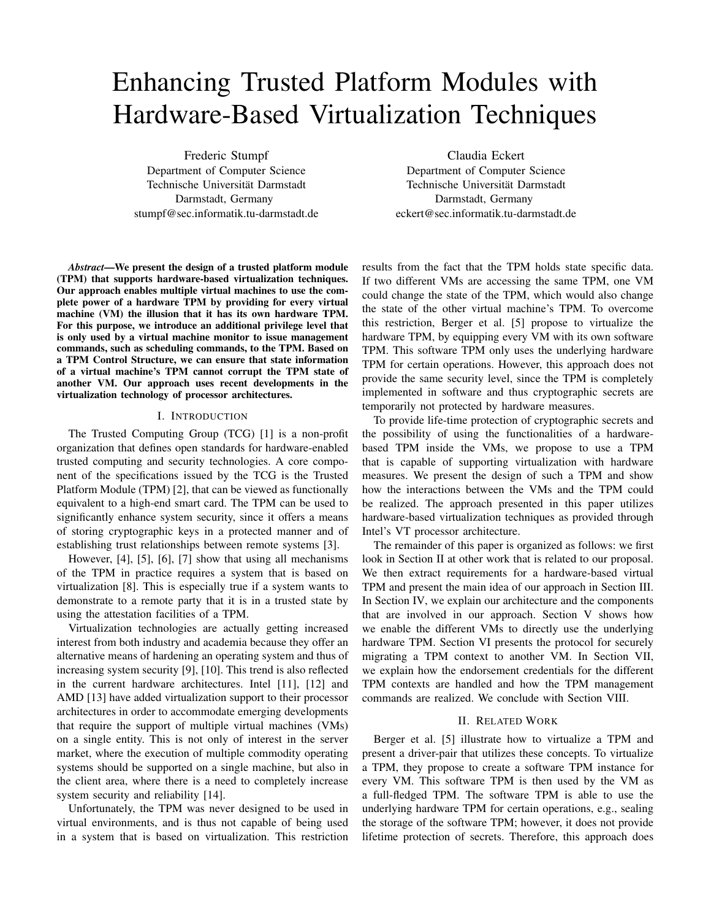# Enhancing Trusted Platform Modules with Hardware-Based Virtualization Techniques

Frederic Stumpf
Department of Computer Science
Technische Universität Darmstadt
Darmstadt, Germany
stumpf@sec.informatik.tu-darmstadt.de

Claudia Eckert
Department of Computer Science
Technische Universität Darmstadt
Darmstadt, Germany
eckert@sec.informatik.tu-darmstadt.de

***Abstract*—We present the design of a trusted platform module (TPM) that supports hardware-based virtualization techniques. Our approach enables multiple virtual machines to use the complete power of a hardware TPM by providing for every virtual machine (VM) the illusion that it has its own hardware TPM. For this purpose, we introduce an additional privilege level that is only used by a virtual machine monitor to issue management commands, such as scheduling commands, to the TPM. Based on a TPM Control Structure, we can ensure that state information of a virtual machine's TPM cannot corrupt the TPM state of another VM. Our approach uses recent developments in the virtualization technology of processor architectures.**

## I. Introduction

The Trusted Computing Group (TCG) [1] is a non-profit organization that defines open standards for hardware-enabled trusted computing and security technologies. A core component of the specifications issued by the TCG is the Trusted Platform Module (TPM) [2], that can be viewed as functionally equivalent to a high-end smart card. The TPM can be used to significantly enhance system security, since it offers a means of storing cryptographic keys in a protected manner and of establishing trust relationships between remote systems [3].

However, [4], [5], [6], [7] show that using all mechanisms of the TPM in practice requires a system that is based on virtualization [8]. This is especially true if a system wants to demonstrate to a remote party that it is in a trusted state by using the attestation facilities of a TPM.

Virtualization technologies are actually getting increased interest from both industry and academia because they offer an alternative means of hardening an operating system and thus of increasing system security [9], [10]. This trend is also reflected in the current hardware architectures. Intel [11], [12] and AMD [13] have added virtualization support to their processor architectures in order to accommodate emerging developments that require the support of multiple virtual machines (VMs) on a single entity. This is not only of interest in the server market, where the execution of multiple commodity operating systems should be supported on a single machine, but also in the client area, where there is a need to completely increase system security and reliability [14].

Unfortunately, the TPM was never designed to be used in virtual environments, and is thus not capable of being used in a system that is based on virtualization. This restriction results from the fact that the TPM holds state specific data. If two different VMs are accessing the same TPM, one VM could change the state of the TPM, which would also change the state of the other virtual machine's TPM. To overcome this restriction, Berger et al. [5] propose to virtualize the hardware TPM, by equipping every VM with its own software TPM. This software TPM only uses the underlying hardware TPM for certain operations. However, this approach does not provide the same security level, since the TPM is completely implemented in software and thus cryptographic secrets are temporarily not protected by hardware measures.

To provide life-time protection of cryptographic secrets and the possibility of using the functionalities of a hardware-based TPM inside the VMs, we propose to use a TPM that is capable of supporting virtualization with hardware measures. We present the design of such a TPM and show how the interactions between the VMs and the TPM could be realized. The approach presented in this paper utilizes hardware-based virtualization techniques as provided through Intel's VT processor architecture.

The remainder of this paper is organized as follows: we first look in Section II at other work that is related to our proposal. We then extract requirements for a hardware-based virtual TPM and present the main idea of our approach in Section III. In Section IV, we explain our architecture and the components that are involved in our approach. Section V shows how we enable the different VMs to directly use the underlying hardware TPM. Section VI presents the protocol for securely migrating a TPM context to another VM. In Section VII, we explain how the endorsement credentials for the different TPM contexts are handled and how the TPM management commands are realized. We conclude with Section VIII.

## II. Related Work

Berger et al. [5] illustrate how to virtualize a TPM and present a driver-pair that utilizes these concepts. To virtualize a TPM, they propose to create a software TPM instance for every VM. This software TPM is then used by the VM as a full-fledged TPM. The software TPM is able to use the underlying hardware TPM for certain operations, e.g., sealing the storage of the software TPM; however, it does not provide lifetime protection of secrets. Therefore, this approach does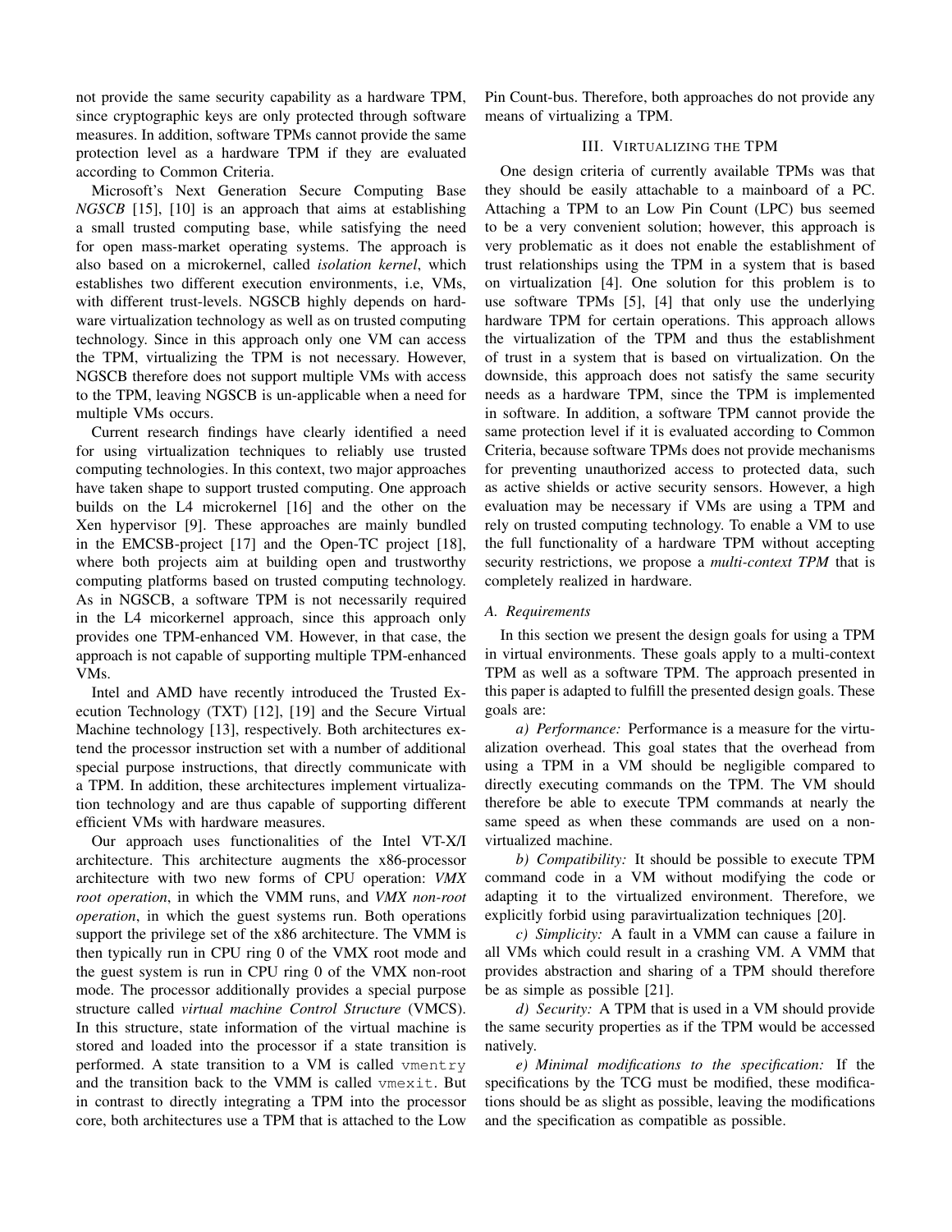not provide the same security capability as a hardware TPM, since cryptographic keys are only protected through software measures. In addition, software TPMs cannot provide the same protection level as a hardware TPM if they are evaluated according to Common Criteria.

Microsoft's Next Generation Secure Computing Base *NGSCB* [15], [10] is an approach that aims at establishing a small trusted computing base, while satisfying the need for open mass-market operating systems. The approach is also based on a microkernel, called *isolation kernel*, which establishes two different execution environments, i.e, VMs, with different trust-levels. NGSCB highly depends on hardware virtualization technology as well as on trusted computing technology. Since in this approach only one VM can access the TPM, virtualizing the TPM is not necessary. However, NGSCB therefore does not support multiple VMs with access to the TPM, leaving NGSCB is un-applicable when a need for multiple VMs occurs.

Current research findings have clearly identified a need for using virtualization techniques to reliably use trusted computing technologies. In this context, two major approaches have taken shape to support trusted computing. One approach builds on the L4 microkernel [16] and the other on the Xen hypervisor [9]. These approaches are mainly bundled in the EMCSB-project [17] and the Open-TC project [18], where both projects aim at building open and trustworthy computing platforms based on trusted computing technology. As in NGSCB, a software TPM is not necessarily required in the L4 micorkernel approach, since this approach only provides one TPM-enhanced VM. However, in that case, the approach is not capable of supporting multiple TPM-enhanced VMs.

Intel and AMD have recently introduced the Trusted Execution Technology (TXT) [12], [19] and the Secure Virtual Machine technology [13], respectively. Both architectures extend the processor instruction set with a number of additional special purpose instructions, that directly communicate with a TPM. In addition, these architectures implement virtualization technology and are thus capable of supporting different efficient VMs with hardware measures.

Our approach uses functionalities of the Intel VT-X/I architecture. This architecture augments the x86-processor architecture with two new forms of CPU operation: *VMX root operation*, in which the VMM runs, and *VMX non-root operation*, in which the guest systems run. Both operations support the privilege set of the x86 architecture. The VMM is then typically run in CPU ring 0 of the VMX root mode and the guest system is run in CPU ring 0 of the VMX non-root mode. The processor additionally provides a special purpose structure called *virtual machine Control Structure* (VMCS). In this structure, state information of the virtual machine is stored and loaded into the processor if a state transition is performed. A state transition to a VM is called `vmentry` and the transition back to the VMM is called `vmexit`. But in contrast to directly integrating a TPM into the processor core, both architectures use a TPM that is attached to the Low Pin Count-bus. Therefore, both approaches do not provide any means of virtualizing a TPM.

## III. Virtualizing the TPM

One design criteria of currently available TPMs was that they should be easily attachable to a mainboard of a PC. Attaching a TPM to an Low Pin Count (LPC) bus seemed to be a very convenient solution; however, this approach is very problematic as it does not enable the establishment of trust relationships using the TPM in a system that is based on virtualization [4]. One solution for this problem is to use software TPMs [5], [4] that only use the underlying hardware TPM for certain operations. This approach allows the virtualization of the TPM and thus the establishment of trust in a system that is based on virtualization. On the downside, this approach does not satisfy the same security needs as a hardware TPM, since the TPM is implemented in software. In addition, a software TPM cannot provide the same protection level if it is evaluated according to Common Criteria, because software TPMs does not provide mechanisms for preventing unauthorized access to protected data, such as active shields or active security sensors. However, a high evaluation may be necessary if VMs are using a TPM and rely on trusted computing technology. To enable a VM to use the full functionality of a hardware TPM without accepting security restrictions, we propose a *multi-context TPM* that is completely realized in hardware.

### A. Requirements

In this section we present the design goals for using a TPM in virtual environments. These goals apply to a multi-context TPM as well as a software TPM. The approach presented in this paper is adapted to fulfill the presented design goals. These goals are:

*a) Performance:* Performance is a measure for the virtualization overhead. This goal states that the overhead from using a TPM in a VM should be negligible compared to directly executing commands on the TPM. The VM should therefore be able to execute TPM commands at nearly the same speed as when these commands are used on a non-virtualized machine.

*b) Compatibility:* It should be possible to execute TPM command code in a VM without modifying the code or adapting it to the virtualized environment. Therefore, we explicitly forbid using paravirtualization techniques [20].

*c) Simplicity:* A fault in a VMM can cause a failure in all VMs which could result in a crashing VM. A VMM that provides abstraction and sharing of a TPM should therefore be as simple as possible [21].

*d) Security:* A TPM that is used in a VM should provide the same security properties as if the TPM would be accessed natively.

*e) Minimal modifications to the specification:* If the specifications by the TCG must be modified, these modifications should be as slight as possible, leaving the modifications and the specification as compatible as possible.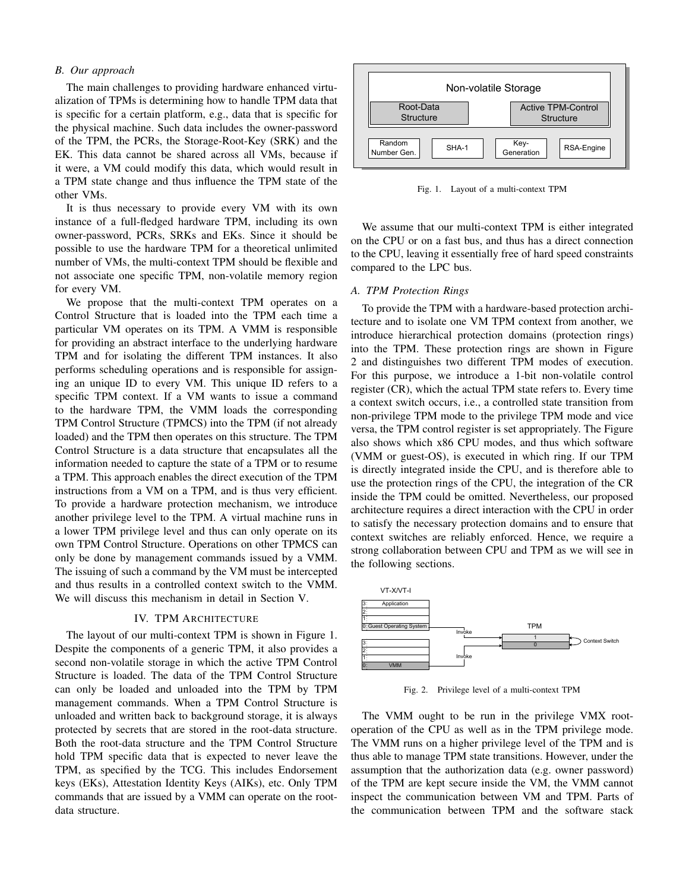### B. Our approach

The main challenges to providing hardware enhanced virtualization of TPMs is determining how to handle TPM data that is specific for a certain platform, e.g., data that is specific for the physical machine. Such data includes the owner-password of the TPM, the PCRs, the Storage-Root-Key (SRK) and the EK. This data cannot be shared across all VMs, because if it were, a VM could modify this data, which would result in a TPM state change and thus influence the TPM state of the other VMs.

It is thus necessary to provide every VM with its own instance of a full-fledged hardware TPM, including its own owner-password, PCRs, SRKs and EKs. Since it should be possible to use the hardware TPM for a theoretical unlimited number of VMs, the multi-context TPM should be flexible and not associate one specific TPM, non-volatile memory region for every VM.

We propose that the multi-context TPM operates on a Control Structure that is loaded into the TPM each time a particular VM operates on its TPM. A VMM is responsible for providing an abstract interface to the underlying hardware TPM and for isolating the different TPM instances. It also performs scheduling operations and is responsible for assigning an unique ID to every VM. This unique ID refers to a specific TPM context. If a VM wants to issue a command to the hardware TPM, the VMM loads the corresponding TPM Control Structure (TPMCS) into the TPM (if not already loaded) and the TPM then operates on this structure. The TPM Control Structure is a data structure that encapsulates all the information needed to capture the state of a TPM or to resume a TPM. This approach enables the direct execution of the TPM instructions from a VM on a TPM, and is thus very efficient. To provide a hardware protection mechanism, we introduce another privilege level to the TPM. A virtual machine runs in a lower TPM privilege level and thus can only operate on its own TPM Control Structure. Operations on other TPMCS can only be done by management commands issued by a VMM. The issuing of such a command by the VM must be intercepted and thus results in a controlled context switch to the VMM. We will discuss this mechanism in detail in Section V.

## IV. TPM Architecture

The layout of our multi-context TPM is shown in Figure 1. Despite the components of a generic TPM, it also provides a second non-volatile storage in which the active TPM Control Structure is loaded. The data of the TPM Control Structure can only be loaded and unloaded into the TPM by TPM management commands. When a TPM Control Structure is unloaded and written back to background storage, it is always protected by secrets that are stored in the root-data structure. Both the root-data structure and the TPM Control Structure hold TPM specific data that is expected to never leave the TPM, as specified by the TCG. This includes Endorsement keys (EKs), Attestation Identity Keys (AIKs), etc. Only TPM commands that are issued by a VMM can operate on the root-data structure.

Non-volatile Storage | Root-Data Structure | Active TPM-Control Structure | Random Number Gen. | SHA-1 | Key-Generation | RSA-Engine

Fig. 1. Layout of a multi-context TPM

We assume that our multi-context TPM is either integrated on the CPU or on a fast bus, and thus has a direct connection to the CPU, leaving it essentially free of hard speed constraints compared to the LPC bus.

### A. TPM Protection Rings

To provide the TPM with a hardware-based protection architecture and to isolate one VM TPM context from another, we introduce hierarchical protection domains (protection rings) into the TPM. These protection rings are shown in Figure 2 and distinguishes two different TPM modes of execution. For this purpose, we introduce a 1-bit non-volatile control register (CR), which the actual TPM state refers to. Every time a context switch occurs, i.e., a controlled state transition from non-privilege TPM mode to the privilege TPM mode and vice versa, the TPM control register is set appropriately. The Figure also shows which x86 CPU modes, and thus which software (VMM or guest-OS), is executed in which ring. If our TPM is directly integrated inside the CPU, and is therefore able to use the protection rings of the CPU, the integration of the CR inside the TPM could be omitted. Nevertheless, our proposed architecture requires a direct interaction with the CPU in order to satisfy the necessary protection domains and to ensure that context switches are reliably enforced. Hence, we require a strong collaboration between CPU and TPM as we will see in the following sections.

VT-X/VT-I | 3: Application | 2: | 1: | 0: Guest Operating System | 3: | 2: | 1: | 0: VMM | Invoke | Invoke | TPM | 1 | 0 | Context Switch

Fig. 2. Privilege level of a multi-context TPM

The VMM ought to be run in the privilege VMX root-operation of the CPU as well as in the TPM privilege mode. The VMM runs on a higher privilege level of the TPM and is thus able to manage TPM state transitions. However, under the assumption that the authorization data (e.g. owner password) of the TPM are kept secure inside the VM, the VMM cannot inspect the communication between VM and TPM. Parts of the communication between TPM and the software stack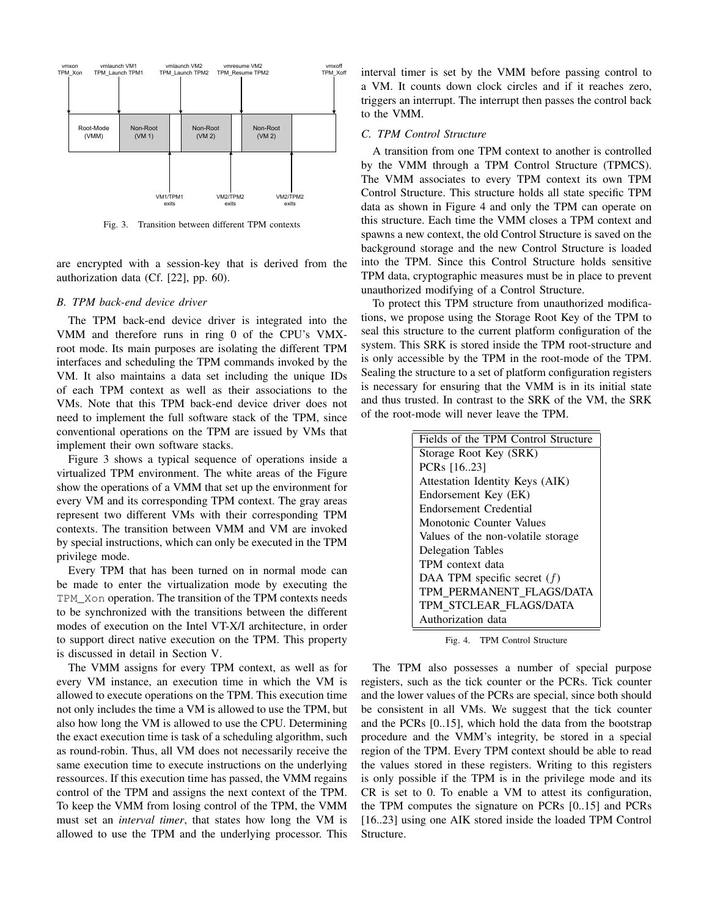Fig. 3. Transition between different TPM contexts

are encrypted with a session-key that is derived from the authorization data (Cf. [22], pp. 60).

### B. TPM back-end device driver

The TPM back-end device driver is integrated into the VMM and therefore runs in ring 0 of the CPU's VMX-root mode. Its main purposes are isolating the different TPM interfaces and scheduling the TPM commands invoked by the VM. It also maintains a data set including the unique IDs of each TPM context as well as their associations to the VMs. Note that this TPM back-end device driver does not need to implement the full software stack of the TPM, since conventional operations on the TPM are issued by VMs that implement their own software stacks.

Figure 3 shows a typical sequence of operations inside a virtualized TPM environment. The white areas of the Figure show the operations of a VMM that set up the environment for every VM and its corresponding TPM context. The gray areas represent two different VMs with their corresponding TPM contexts. The transition between VMM and VM are invoked by special instructions, which can only be executed in the TPM privilege mode.

Every TPM that has been turned on in normal mode can be made to enter the virtualization mode by executing the `TPM_Xon` operation. The transition of the TPM contexts needs to be synchronized with the transitions between the different modes of execution on the Intel VT-X/I architecture, in order to support direct native execution on the TPM. This property is discussed in detail in Section V.

The VMM assigns for every TPM context, as well as for every VM instance, an execution time in which the VM is allowed to execute operations on the TPM. This execution time not only includes the time a VM is allowed to use the TPM, but also how long the VM is allowed to use the CPU. Determining the exact execution time is task of a scheduling algorithm, such as round-robin. Thus, all VM does not necessarily receive the same execution time to execute instructions on the underlying ressources. If this execution time has passed, the VMM regains control of the TPM and assigns the next context of the TPM. To keep the VMM from losing control of the TPM, the VMM must set an *interval timer*, that states how long the VM is allowed to use the TPM and the underlying processor. This interval timer is set by the VMM before passing control to a VM. It counts down clock circles and if it reaches zero, triggers an interrupt. The interrupt then passes the control back to the VMM.

### C. TPM Control Structure

A transition from one TPM context to another is controlled by the VMM through a TPM Control Structure (TPMCS). The VMM associates to every TPM context its own TPM Control Structure. This structure holds all state specific TPM data as shown in Figure 4 and only the TPM can operate on this structure. Each time the VMM closes a TPM context and spawns a new context, the old Control Structure is saved on the background storage and the new Control Structure is loaded into the TPM. Since this Control Structure holds sensitive TPM data, cryptographic measures must be in place to prevent unauthorized modifying of a Control Structure.

To protect this TPM structure from unauthorized modifications, we propose using the Storage Root Key of the TPM to seal this structure to the current platform configuration of the system. This SRK is stored inside the TPM root-structure and is only accessible by the TPM in the root-mode of the TPM. Sealing the structure to a set of platform configuration registers is necessary for ensuring that the VMM is in its initial state and thus trusted. In contrast to the SRK of the VM, the SRK of the root-mode will never leave the TPM.

| Fields of the TPM Control Structure |
|---|
| Storage Root Key (SRK) |
| PCRs [16..23] |
| Attestation Identity Keys (AIK) |
| Endorsement Key (EK) |
| Endorsement Credential |
| Monotonic Counter Values |
| Values of the non-volatile storage |
| Delegation Tables |
| TPM context data |
| DAA TPM specific secret ($f$) |
| TPM_PERMANENT_FLAGS/DATA |
| TPM_STCLEAR_FLAGS/DATA |
| Authorization data |

Fig. 4. TPM Control Structure

The TPM also possesses a number of special purpose registers, such as the tick counter or the PCRs. Tick counter and the lower values of the PCRs are special, since both should be consistent in all VMs. We suggest that the tick counter and the PCRs [0..15], which hold the data from the bootstrap procedure and the VMM's integrity, be stored in a special region of the TPM. Every TPM context should be able to read the values stored in these registers. Writing to this registers is only possible if the TPM is in the privilege mode and its CR is set to 0. To enable a VM to attest its configuration, the TPM computes the signature on PCRs [0..15] and PCRs [16..23] using one AIK stored inside the loaded TPM Control Structure.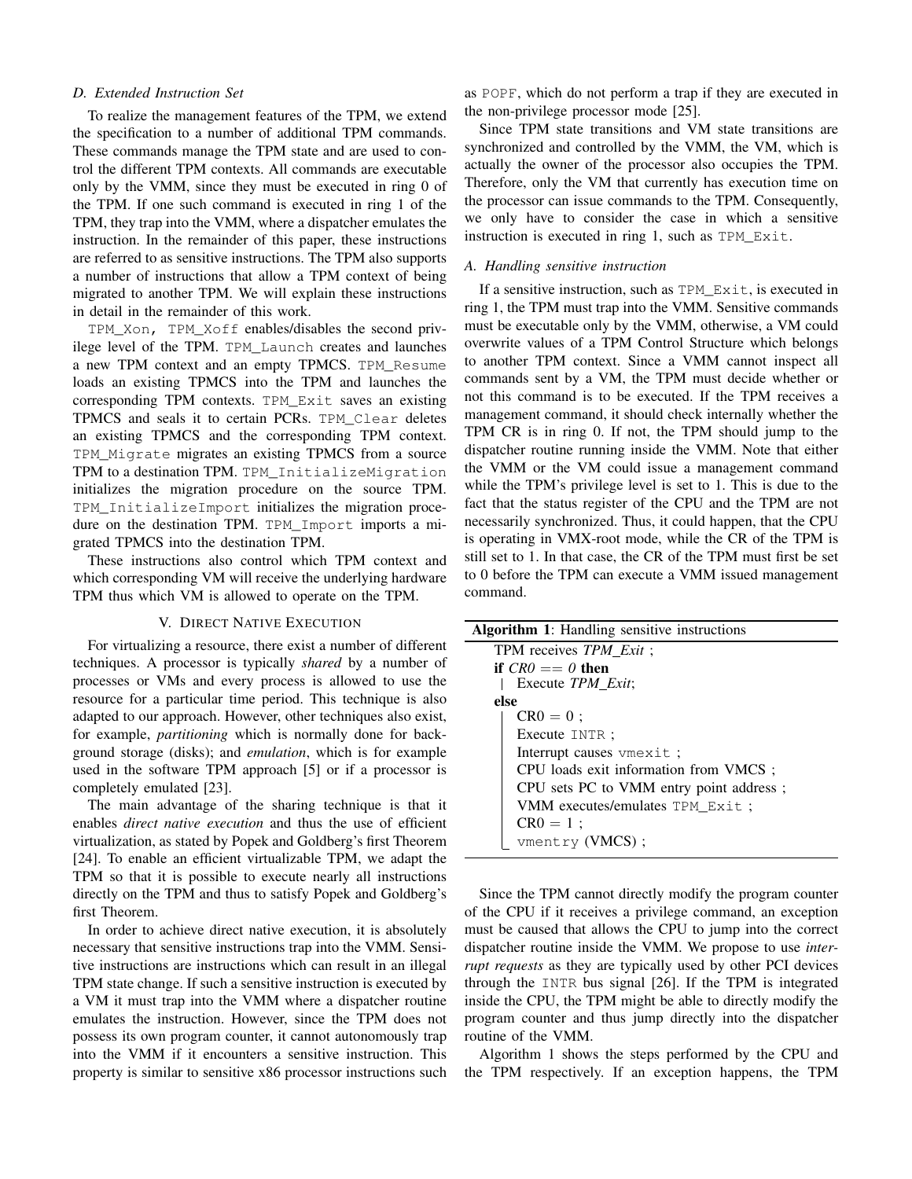### D. Extended Instruction Set

To realize the management features of the TPM, we extend the specification to a number of additional TPM commands. These commands manage the TPM state and are used to control the different TPM contexts. All commands are executable only by the VMM, since they must be executed in ring 0 of the TPM. If one such command is executed in ring 1 of the TPM, they trap into the VMM, where a dispatcher emulates the instruction. In the remainder of this paper, these instructions are referred to as sensitive instructions. The TPM also supports a number of instructions that allow a TPM context of being migrated to another TPM. We will explain these instructions in detail in the remainder of this work.

`TPM_Xon`, `TPM_Xoff` enables/disables the second privilege level of the TPM. `TPM_Launch` creates and launches a new TPM context and an empty TPMCS. `TPM_Resume` loads an existing TPMCS into the TPM and launches the corresponding TPM contexts. `TPM_Exit` saves an existing TPMCS and seals it to certain PCRs. `TPM_Clear` deletes an existing TPMCS and the corresponding TPM context. `TPM_Migrate` migrates an existing TPMCS from a source TPM to a destination TPM. `TPM_InitializeMigration` initializes the migration procedure on the source TPM. `TPM_InitializeImport` initializes the migration procedure on the destination TPM. `TPM_Import` imports a migrated TPMCS into the destination TPM.

These instructions also control which TPM context and which corresponding VM will receive the underlying hardware TPM thus which VM is allowed to operate on the TPM.

## V. Direct Native Execution

For virtualizing a resource, there exist a number of different techniques. A processor is typically *shared* by a number of processes or VMs and every process is allowed to use the resource for a particular time period. This technique is also adapted to our approach. However, other techniques also exist, for example, *partitioning* which is normally done for background storage (disks); and *emulation*, which is for example used in the software TPM approach [5] or if a processor is completely emulated [23].

The main advantage of the sharing technique is that it enables *direct native execution* and thus the use of efficient virtualization, as stated by Popek and Goldberg's first Theorem [24]. To enable an efficient virtualizable TPM, we adapt the TPM so that it is possible to execute nearly all instructions directly on the TPM and thus to satisfy Popek and Goldberg's first Theorem.

In order to achieve direct native execution, it is absolutely necessary that sensitive instructions trap into the VMM. Sensitive instructions are instructions which can result in an illegal TPM state change. If such a sensitive instruction is executed by a VM it must trap into the VMM where a dispatcher routine emulates the instruction. However, since the TPM does not possess its own program counter, it cannot autonomously trap into the VMM if it encounters a sensitive instruction. This property is similar to sensitive x86 processor instructions such as `POPF`, which do not perform a trap if they are executed in the non-privilege processor mode [25].

Since TPM state transitions and VM state transitions are synchronized and controlled by the VMM, the VM, which is actually the owner of the processor also occupies the TPM. Therefore, only the VM that currently has execution time on the processor can issue commands to the TPM. Consequently, we only have to consider the case in which a sensitive instruction is executed in ring 1, such as `TPM_Exit`.

### A. Handling sensitive instruction

If a sensitive instruction, such as `TPM_Exit`, is executed in ring 1, the TPM must trap into the VMM. Sensitive commands must be executable only by the VMM, otherwise, a VM could overwrite values of a TPM Control Structure which belongs to another TPM context. Since a VMM cannot inspect all commands sent by a VM, the TPM must decide whether or not this command is to be executed. If the TPM receives a management command, it should check internally whether the TPM CR is in ring 0. If not, the TPM should jump to the dispatcher routine running inside the VMM. Note that either the VMM or the VM could issue a management command while the TPM's privilege level is set to 1. This is due to the fact that the status register of the CPU and the TPM are not necessarily synchronized. Thus, it could happen, that the CPU is operating in VMX-root mode, while the CR of the TPM is still set to 1. In that case, the CR of the TPM must first be set to 0 before the TPM can execute a VMM issued management command.

**Algorithm 1**: Handling sensitive instructions

```
TPM receives TPM_Exit ;
if CR0 == 0 then
    Execute TPM_Exit;
else
    CR0 = 0 ;
    Execute INTR ;
    Interrupt causes vmexit ;
    CPU loads exit information from VMCS ;
    CPU sets PC to VMM entry point address ;
    VMM executes/emulates TPM_Exit ;
    CR0 = 1 ;
    vmentry (VMCS) ;
```

Since the TPM cannot directly modify the program counter of the CPU if it receives a privilege command, an exception must be caused that allows the CPU to jump into the correct dispatcher routine inside the VMM. We propose to use *interrupt requests* as they are typically used by other PCI devices through the `INTR` bus signal [26]. If the TPM is integrated inside the CPU, the TPM might be able to directly modify the program counter and thus jump directly into the dispatcher routine of the VMM.

Algorithm 1 shows the steps performed by the CPU and the TPM respectively. If an exception happens, the TPM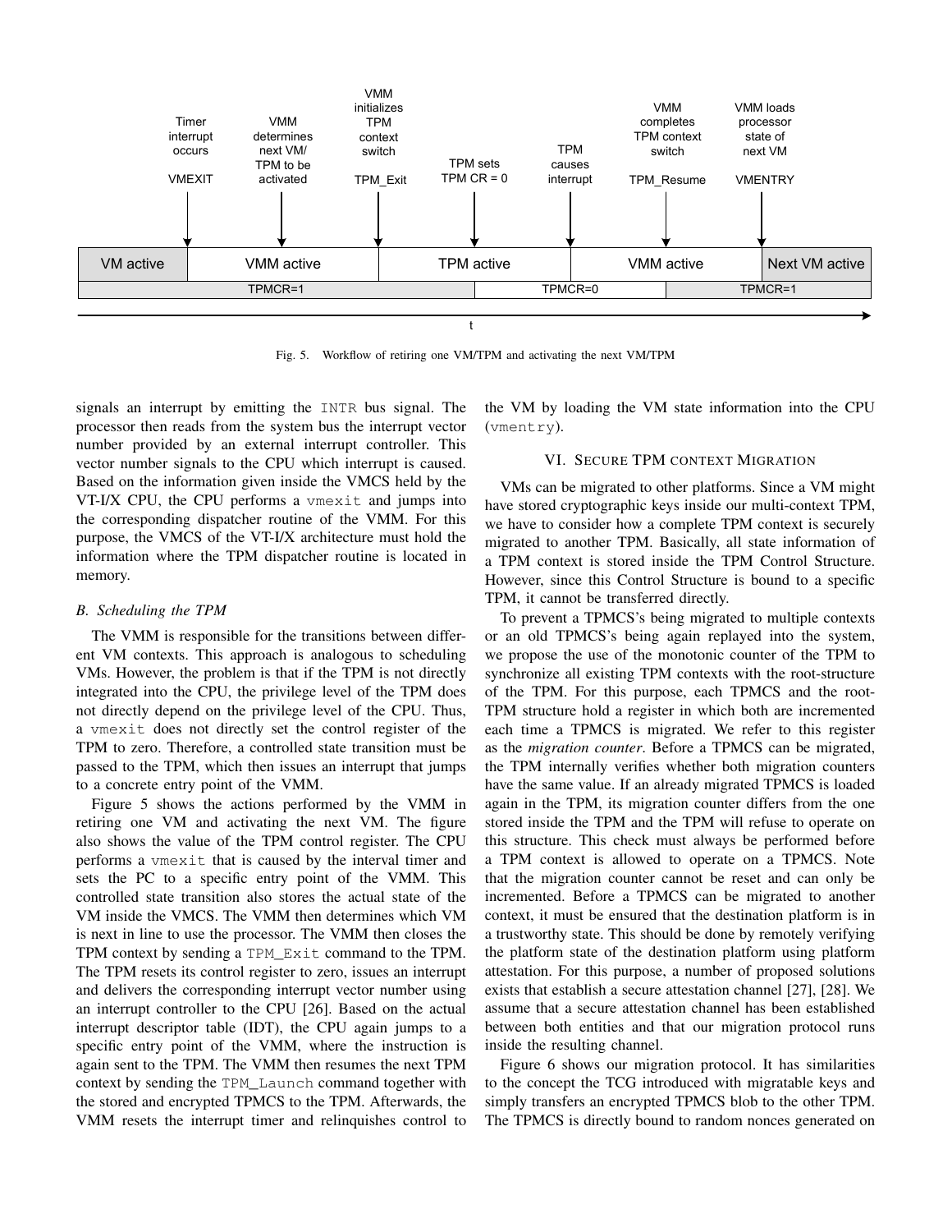Timer interrupt occurs

VMEXIT

VMM determines next VM/ TPM to be activated

VMM initializes TPM context switch

TPM_Exit

TPM sets TPM CR = 0

TPM causes interrupt

VMM completes TPM context switch

TPM_Resume

VMM loads processor state of next VM

VMENTRY

VM active

VMM active

TPM active

VMM active

Next VM active

TPMCR=1

TPMCR=0

TPMCR=1

t

Fig. 5. Workflow of retiring one VM/TPM and activating the next VM/TPM

signals an interrupt by emitting the `INTR` bus signal. The processor then reads from the system bus the interrupt vector number provided by an external interrupt controller. This vector number signals to the CPU which interrupt is caused. Based on the information given inside the VMCS held by the VT-I/X CPU, the CPU performs a `vmexit` and jumps into the corresponding dispatcher routine of the VMM. For this purpose, the VMCS of the VT-I/X architecture must hold the information where the TPM dispatcher routine is located in memory.

### *B. Scheduling the TPM*

The VMM is responsible for the transitions between different VM contexts. This approach is analogous to scheduling VMs. However, the problem is that if the TPM is not directly integrated into the CPU, the privilege level of the TPM does not directly depend on the privilege level of the CPU. Thus, a `vmexit` does not directly set the control register of the TPM to zero. Therefore, a controlled state transition must be passed to the TPM, which then issues an interrupt that jumps to a concrete entry point of the VMM.

Figure 5 shows the actions performed by the VMM in retiring one VM and activating the next VM. The figure also shows the value of the TPM control register. The CPU performs a `vmexit` that is caused by the interval timer and sets the PC to a specific entry point of the VMM. This controlled state transition also stores the actual state of the VM inside the VMCS. The VMM then determines which VM is next in line to use the processor. The VMM then closes the TPM context by sending a `TPM_Exit` command to the TPM. The TPM resets its control register to zero, issues an interrupt and delivers the corresponding interrupt vector number using an interrupt controller to the CPU [26]. Based on the actual interrupt descriptor table (IDT), the CPU again jumps to a specific entry point of the VMM, where the instruction is again sent to the TPM. The VMM then resumes the next TPM context by sending the `TPM_Launch` command together with the stored and encrypted TPMCS to the TPM. Afterwards, the VMM resets the interrupt timer and relinquishes control to the VM by loading the VM state information into the CPU (`vmentry`).

## VI. SECURE TPM CONTEXT MIGRATION

VMs can be migrated to other platforms. Since a VM might have stored cryptographic keys inside our multi-context TPM, we have to consider how a complete TPM context is securely migrated to another TPM. Basically, all state information of a TPM context is stored inside the TPM Control Structure. However, since this Control Structure is bound to a specific TPM, it cannot be transferred directly.

To prevent a TPMCS's being migrated to multiple contexts or an old TPMCS's being again replayed into the system, we propose the use of the monotonic counter of the TPM to synchronize all existing TPM contexts with the root-structure of the TPM. For this purpose, each TPMCS and the root-TPM structure hold a register in which both are incremented each time a TPMCS is migrated. We refer to this register as the *migration counter*. Before a TPMCS can be migrated, the TPM internally verifies whether both migration counters have the same value. If an already migrated TPMCS is loaded again in the TPM, its migration counter differs from the one stored inside the TPM and the TPM will refuse to operate on this structure. This check must always be performed before a TPM context is allowed to operate on a TPMCS. Note that the migration counter cannot be reset and can only be incremented. Before a TPMCS can be migrated to another context, it must be ensured that the destination platform is in a trustworthy state. This should be done by remotely verifying the platform state of the destination platform using platform attestation. For this purpose, a number of proposed solutions exists that establish a secure attestation channel [27], [28]. We assume that a secure attestation channel has been established between both entities and that our migration protocol runs inside the resulting channel.

Figure 6 shows our migration protocol. It has similarities to the concept the TCG introduced with migratable keys and simply transfers an encrypted TPMCS blob to the other TPM. The TPMCS is directly bound to random nonces generated on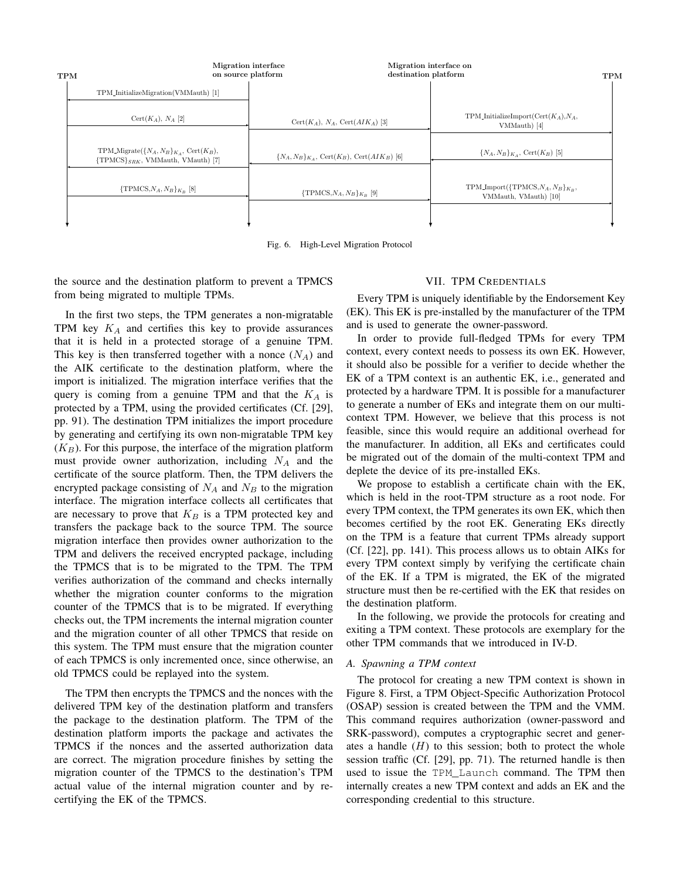Fig. 6. High-Level Migration Protocol

the source and the destination platform to prevent a TPMCS from being migrated to multiple TPMs.

In the first two steps, the TPM generates a non-migratable TPM key $K_A$ and certifies this key to provide assurances that it is held in a protected storage of a genuine TPM. This key is then transferred together with a nonce ($N_A$) and the AIK certificate to the destination platform, where the import is initialized. The migration interface verifies that the query is coming from a genuine TPM and that the $K_A$ is protected by a TPM, using the provided certificates (Cf. [29], pp. 91). The destination TPM initializes the import procedure by generating and certifying its own non-migratable TPM key ($K_B$). For this purpose, the interface of the migration platform must provide owner authorization, including $N_A$ and the certificate of the source platform. Then, the TPM delivers the encrypted package consisting of $N_A$ and $N_B$ to the migration interface. The migration interface collects all certificates that are necessary to prove that $K_B$ is a TPM protected key and transfers the package back to the source TPM. The source migration interface then provides owner authorization to the TPM and delivers the received encrypted package, including the TPMCS that is to be migrated to the TPM. The TPM verifies authorization of the command and checks internally whether the migration counter conforms to the migration counter of the TPMCS that is to be migrated. If everything checks out, the TPM increments the internal migration counter and the migration counter of all other TPMCS that reside on this system. The TPM must ensure that the migration counter of each TPMCS is only incremented once, since otherwise, an old TPMCS could be replayed into the system.

The TPM then encrypts the TPMCS and the nonces with the delivered TPM key of the destination platform and transfers the package to the destination platform. The TPM of the destination platform imports the package and activates the TPMCS if the nonces and the asserted authorization data are correct. The migration procedure finishes by setting the migration counter of the TPMCS to the destination's TPM actual value of the internal migration counter and by re-certifying the EK of the TPMCS.

## VII. TPM Credentials

Every TPM is uniquely identifiable by the Endorsement Key (EK). This EK is pre-installed by the manufacturer of the TPM and is used to generate the owner-password.

In order to provide full-fledged TPMs for every TPM context, every context needs to possess its own EK. However, it should also be possible for a verifier to decide whether the EK of a TPM context is an authentic EK, i.e., generated and protected by a hardware TPM. It is possible for a manufacturer to generate a number of EKs and integrate them on our multi-context TPM. However, we believe that this process is not feasible, since this would require an additional overhead for the manufacturer. In addition, all EKs and certificates could be migrated out of the domain of the multi-context TPM and deplete the device of its pre-installed EKs.

We propose to establish a certificate chain with the EK, which is held in the root-TPM structure as a root node. For every TPM context, the TPM generates its own EK, which then becomes certified by the root EK. Generating EKs directly on the TPM is a feature that current TPMs already support (Cf. [22], pp. 141). This process allows us to obtain AIKs for every TPM context simply by verifying the certificate chain of the EK. If a TPM is migrated, the EK of the migrated structure must then be re-certified with the EK that resides on the destination platform.

In the following, we provide the protocols for creating and exiting a TPM context. These protocols are exemplary for the other TPM commands that we introduced in IV-D.

### A. Spawning a TPM context

The protocol for creating a new TPM context is shown in Figure 8. First, a TPM Object-Specific Authorization Protocol (OSAP) session is created between the TPM and the VMM. This command requires authorization (owner-password and SRK-password), computes a cryptographic secret and generates a handle ($H$) to this session; both to protect the whole session traffic (Cf. [29], pp. 71). The returned handle is then used to issue the `TPM_Launch` command. The TPM then internally creates a new TPM context and adds an EK and the corresponding credential to this structure.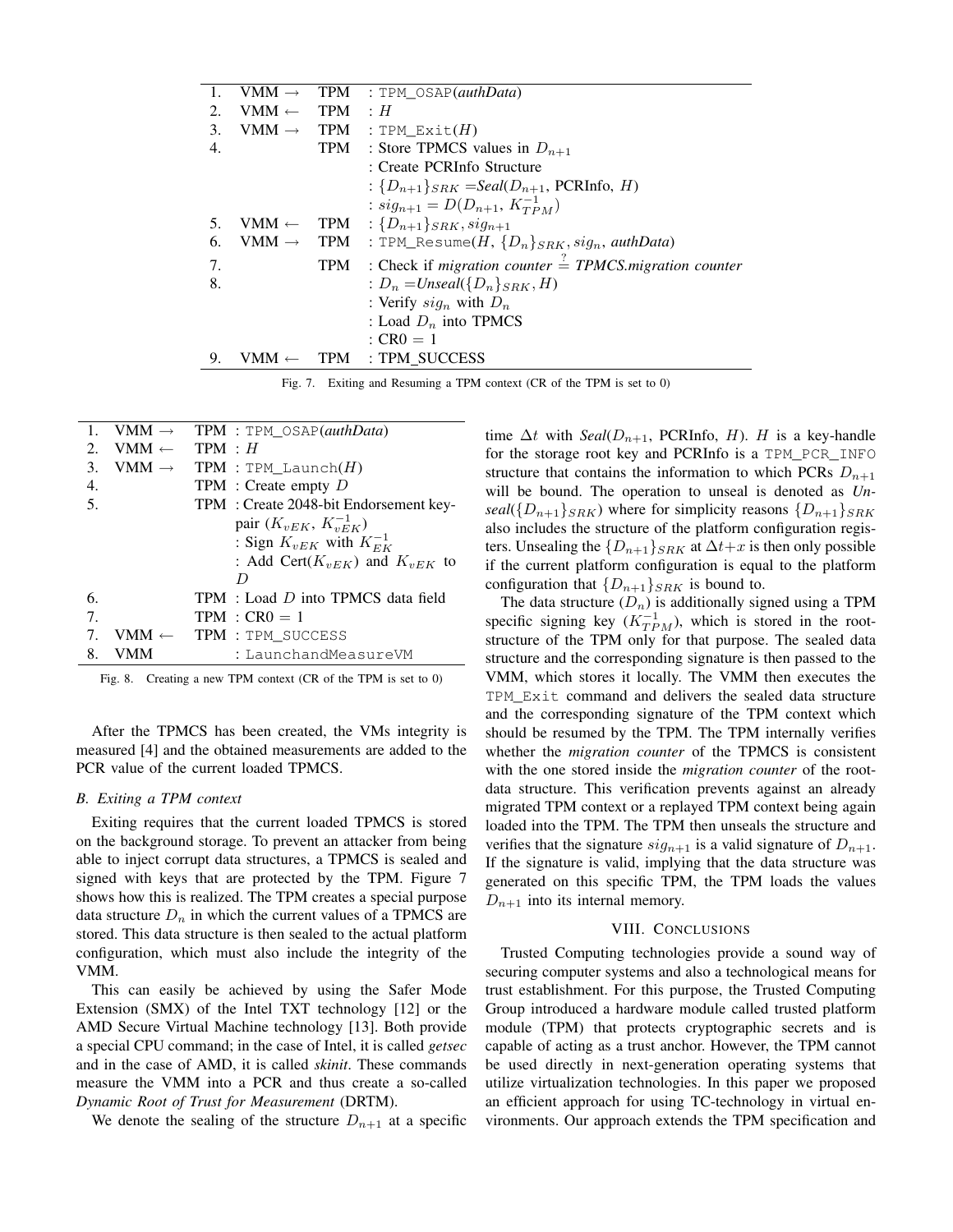| | | | |
|---|---|---|---|
| 1. | VMM → | TPM | : `TPM_OSAP`(*authData*) |
| 2. | VMM ← | TPM | : $H$ |
| 3. | VMM → | TPM | : `TPM_Exit`($H$) |
| 4. | | TPM | : Store TPMCS values in $D_{n+1}$ |
| | | | : Create PCRInfo Structure |
| | | | : $\{D_{n+1}\}_{SRK}$ =*Seal*($D_{n+1}$, PCRInfo, $H$) |
| | | | : $sig_{n+1} = D(D_{n+1}, K_{TPM}^{-1})$ |
| 5. | VMM ← | TPM | : $\{D_{n+1}\}_{SRK}, sig_{n+1}$ |
| 6. | VMM → | TPM | : `TPM_Resume`($H$, $\{D_n\}_{SRK}$, $sig_n$, *authData*) |
| 7. | | TPM | : Check if *migration counter* $\stackrel{?}{=}$ *TPMCS.migration counter* |
| 8. | | | : $D_n$ =*Unseal*($\{D_n\}_{SRK}, H$) |
| | | | : Verify $sig_n$ with $D_n$ |
| | | | : Load $D_n$ into TPMCS |
| | | | : CR0 = 1 |
| 9. | VMM ← | TPM | : TPM_SUCCESS |

Fig. 7. Exiting and Resuming a TPM context (CR of the TPM is set to 0)

| | | | |
|---|---|---|---|
| 1. | VMM → | TPM | : `TPM_OSAP`(*authData*) |
| 2. | VMM ← | TPM | : $H$ |
| 3. | VMM → | TPM | : `TPM_Launch`($H$) |
| 4. | | TPM | : Create empty $D$ |
| 5. | | TPM | : Create 2048-bit Endorsement key-pair ($K_{vEK}$, $K_{vEK}^{-1}$) |
| | | | : Sign $K_{vEK}$ with $K_{EK}^{-1}$ |
| | | | : Add Cert($K_{vEK}$) and $K_{vEK}$ to $D$ |
| 6. | | TPM | : Load $D$ into TPMCS data field |
| 7. | | TPM | : CR0 = 1 |
| 7. | VMM ← | TPM | : `TPM_SUCCESS` |
| 8. | VMM | | : `LaunchandMeasureVM` |

Fig. 8. Creating a new TPM context (CR of the TPM is set to 0)

After the TPMCS has been created, the VMs integrity is measured [4] and the obtained measurements are added to the PCR value of the current loaded TPMCS.

### B. Exiting a TPM context

Exiting requires that the current loaded TPMCS is stored on the background storage. To prevent an attacker from being able to inject corrupt data structures, a TPMCS is sealed and signed with keys that are protected by the TPM. Figure 7 shows how this is realized. The TPM creates a special purpose data structure $D_n$ in which the current values of a TPMCS are stored. This data structure is then sealed to the actual platform configuration, which must also include the integrity of the VMM.

This can easily be achieved by using the Safer Mode Extension (SMX) of the Intel TXT technology [12] or the AMD Secure Virtual Machine technology [13]. Both provide a special CPU command; in the case of Intel, it is called *getsec* and in the case of AMD, it is called *skinit*. These commands measure the VMM into a PCR and thus create a so-called *Dynamic Root of Trust for Measurement* (DRTM).

We denote the sealing of the structure $D_{n+1}$ at a specific time $\Delta t$ with *Seal*($D_{n+1}$, PCRInfo, $H$). $H$ is a key-handle for the storage root key and PCRInfo is a `TPM_PCR_INFO` structure that contains the information to which PCRs $D_{n+1}$ will be bound. The operation to unseal is denoted as *Unseal*($\{D_{n+1}\}_{SRK}$) where for simplicity reasons $\{D_{n+1}\}_{SRK}$ also includes the structure of the platform configuration registers. Unsealing the $\{D_{n+1}\}_{SRK}$ at $\Delta t+x$ is then only possible if the current platform configuration is equal to the platform configuration that $\{D_{n+1}\}_{SRK}$ is bound to.

The data structure ($D_n$) is additionally signed using a TPM specific signing key ($K_{TPM}^{-1}$), which is stored in the root-structure of the TPM only for that purpose. The sealed data structure and the corresponding signature is then passed to the VMM, which stores it locally. The VMM then executes the `TPM_Exit` command and delivers the sealed data structure and the corresponding signature of the TPM context which should be resumed by the TPM. The TPM internally verifies whether the *migration counter* of the TPMCS is consistent with the one stored inside the *migration counter* of the root-data structure. This verification prevents against an already migrated TPM context or a replayed TPM context being again loaded into the TPM. The TPM then unseals the structure and verifies that the signature $sig_{n+1}$ is a valid signature of $D_{n+1}$. If the signature is valid, implying that the data structure was generated on this specific TPM, the TPM loads the values $D_{n+1}$ into its internal memory.

## VIII. Conclusions

Trusted Computing technologies provide a sound way of securing computer systems and also a technological means for trust establishment. For this purpose, the Trusted Computing Group introduced a hardware module called trusted platform module (TPM) that protects cryptographic secrets and is capable of acting as a trust anchor. However, the TPM cannot be used directly in next-generation operating systems that utilize virtualization technologies. In this paper we proposed an efficient approach for using TC-technology in virtual environments. Our approach extends the TPM specification and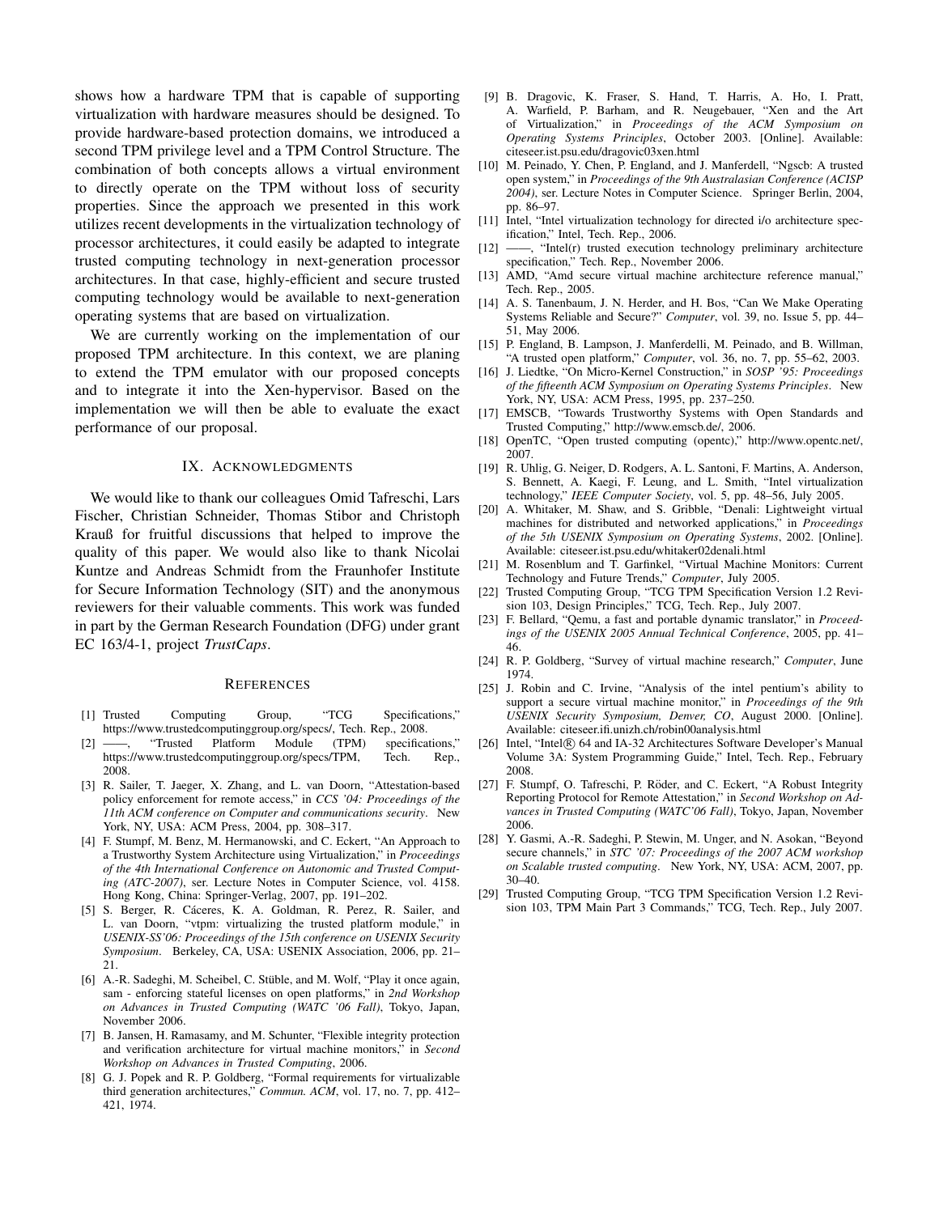shows how a hardware TPM that is capable of supporting virtualization with hardware measures should be designed. To provide hardware-based protection domains, we introduced a second TPM privilege level and a TPM Control Structure. The combination of both concepts allows a virtual environment to directly operate on the TPM without loss of security properties. Since the approach we presented in this work utilizes recent developments in the virtualization technology of processor architectures, it could easily be adapted to integrate trusted computing technology in next-generation processor architectures. In that case, highly-efficient and secure trusted computing technology would be available to next-generation operating systems that are based on virtualization.

We are currently working on the implementation of our proposed TPM architecture. In this context, we are planing to extend the TPM emulator with our proposed concepts and to integrate it into the Xen-hypervisor. Based on the implementation we will then be able to evaluate the exact performance of our proposal.

## IX. Acknowledgments

We would like to thank our colleagues Omid Tafreschi, Lars Fischer, Christian Schneider, Thomas Stibor and Christoph Krauß for fruitful discussions that helped to improve the quality of this paper. We would also like to thank Nicolai Kuntze and Andreas Schmidt from the Fraunhofer Institute for Secure Information Technology (SIT) and the anonymous reviewers for their valuable comments. This work was funded in part by the German Research Foundation (DFG) under grant EC 163/4-1, project *TrustCaps*.

## References

[1] Trusted Computing Group, "TCG Specifications," https://www.trustedcomputinggroup.org/specs/, Tech. Rep., 2008.

[2] ——, "Trusted Platform Module (TPM) specifications," https://www.trustedcomputinggroup.org/specs/TPM, Tech. Rep., 2008.

[3] R. Sailer, T. Jaeger, X. Zhang, and L. van Doorn, "Attestation-based policy enforcement for remote access," in *CCS '04: Proceedings of the 11th ACM conference on Computer and communications security*. New York, NY, USA: ACM Press, 2004, pp. 308–317.

[4] F. Stumpf, M. Benz, M. Hermanowski, and C. Eckert, "An Approach to a Trustworthy System Architecture using Virtualization," in *Proceedings of the 4th International Conference on Autonomic and Trusted Computing (ATC-2007)*, ser. Lecture Notes in Computer Science, vol. 4158. Hong Kong, China: Springer-Verlag, 2007, pp. 191–202.

[5] S. Berger, R. Cáceres, K. A. Goldman, R. Perez, R. Sailer, and L. van Doorn, "vtpm: virtualizing the trusted platform module," in *USENIX-SS'06: Proceedings of the 15th conference on USENIX Security Symposium*. Berkeley, CA, USA: USENIX Association, 2006, pp. 21–21.

[6] A.-R. Sadeghi, M. Scheibel, C. Stüble, and M. Wolf, "Play it once again, sam - enforcing stateful licenses on open platforms," in *2nd Workshop on Advances in Trusted Computing (WATC '06 Fall)*, Tokyo, Japan, November 2006.

[7] B. Jansen, H. Ramasamy, and M. Schunter, "Flexible integrity protection and verification architecture for virtual machine monitors," in *Second Workshop on Advances in Trusted Computing*, 2006.

[8] G. J. Popek and R. P. Goldberg, "Formal requirements for virtualizable third generation architectures," *Commun. ACM*, vol. 17, no. 7, pp. 412–421, 1974.

[9] B. Dragovic, K. Fraser, S. Hand, T. Harris, A. Ho, I. Pratt, A. Warfield, P. Barham, and R. Neugebauer, "Xen and the Art of Virtualization," in *Proceedings of the ACM Symposium on Operating Systems Principles*, October 2003. [Online]. Available: citeseer.ist.psu.edu/dragovic03xen.html

[10] M. Peinado, Y. Chen, P. England, and J. Manferdell, "Ngscb: A trusted open system," in *Proceedings of the 9th Australasian Conference (ACISP 2004)*, ser. Lecture Notes in Computer Science. Springer Berlin, 2004, pp. 86–97.

[11] Intel, "Intel virtualization technology for directed i/o architecture specification," Intel, Tech. Rep., 2006.

[12] ——, "Intel(r) trusted execution technology preliminary architecture specification," Tech. Rep., November 2006.

[13] AMD, "Amd secure virtual machine architecture reference manual," Tech. Rep., 2005.

[14] A. S. Tanenbaum, J. N. Herder, and H. Bos, "Can We Make Operating Systems Reliable and Secure?" *Computer*, vol. 39, no. Issue 5, pp. 44–51, May 2006.

[15] P. England, B. Lampson, J. Manferdelli, M. Peinado, and B. Willman, "A trusted open platform," *Computer*, vol. 36, no. 7, pp. 55–62, 2003.

[16] J. Liedtke, "On Micro-Kernel Construction," in *SOSP '95: Proceedings of the fifteenth ACM Symposium on Operating Systems Principles*. New York, NY, USA: ACM Press, 1995, pp. 237–250.

[17] EMSCB, "Towards Trustworthy Systems with Open Standards and Trusted Computing," http://www.emscb.de/, 2006.

[18] OpenTC, "Open trusted computing (opentc)," http://www.opentc.net/, 2007.

[19] R. Uhlig, G. Neiger, D. Rodgers, A. L. Santoni, F. Martins, A. Anderson, S. Bennett, A. Kaegi, F. Leung, and L. Smith, "Intel virtualization technology," *IEEE Computer Society*, vol. 5, pp. 48–56, July 2005.

[20] A. Whitaker, M. Shaw, and S. Gribble, "Denali: Lightweight virtual machines for distributed and networked applications," in *Proceedings of the 5th USENIX Symposium on Operating Systems*, 2002. [Online]. Available: citeseer.ist.psu.edu/whitaker02denali.html

[21] M. Rosenblum and T. Garfinkel, "Virtual Machine Monitors: Current Technology and Future Trends," *Computer*, July 2005.

[22] Trusted Computing Group, "TCG TPM Specification Version 1.2 Revision 103, Design Principles," TCG, Tech. Rep., July 2007.

[23] F. Bellard, "Qemu, a fast and portable dynamic translator," in *Proceedings of the USENIX 2005 Annual Technical Conference*, 2005, pp. 41–46.

[24] R. P. Goldberg, "Survey of virtual machine research," *Computer*, June 1974.

[25] J. Robin and C. Irvine, "Analysis of the intel pentium's ability to support a secure virtual machine monitor," in *Proceedings of the 9th USENIX Security Symposium, Denver, CO*, August 2000. [Online]. Available: citeseer.ifi.unizh.ch/robin00analysis.html

[26] Intel, "Intel® 64 and IA-32 Architectures Software Developer's Manual Volume 3A: System Programming Guide," Intel, Tech. Rep., February 2008.

[27] F. Stumpf, O. Tafreschi, P. Röder, and C. Eckert, "A Robust Integrity Reporting Protocol for Remote Attestation," in *Second Workshop on Advances in Trusted Computing (WATC'06 Fall)*, Tokyo, Japan, November 2006.

[28] Y. Gasmi, A.-R. Sadeghi, P. Stewin, M. Unger, and N. Asokan, "Beyond secure channels," in *STC '07: Proceedings of the 2007 ACM workshop on Scalable trusted computing*. New York, NY, USA: ACM, 2007, pp. 30–40.

[29] Trusted Computing Group, "TCG TPM Specification Version 1.2 Revision 103, TPM Main Part 3 Commands," TCG, Tech. Rep., July 2007.